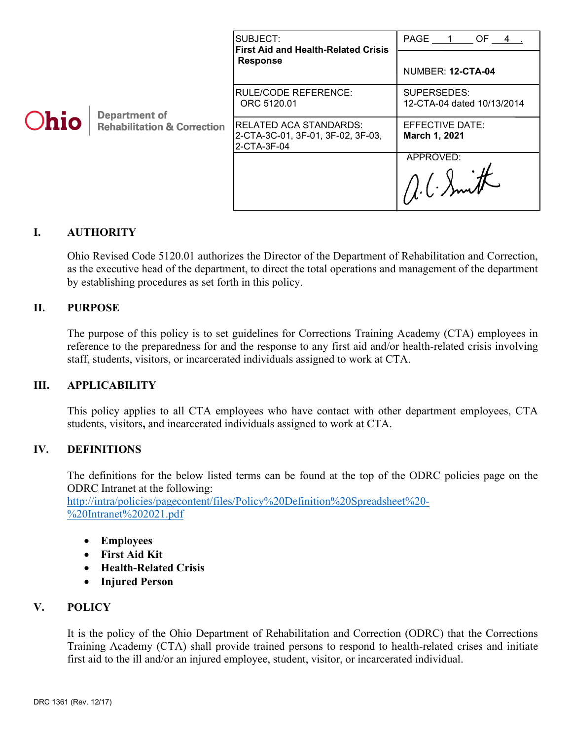Ohio | Department of Rehabilitation & Correction

| SUBJECT: **First Aid and Health-Related Crisis Response** | PAGE 1 OF 4 . NUMBER: **12-CTA-04** |
|---|---|
| RULE/CODE REFERENCE: ORC 5120.01 | SUPERSEDES: 12-CTA-04 dated 10/13/2014 |
| RELATED ACA STANDARDS: 2-CTA-3C-01, 3F-01, 3F-02, 3F-03, 2-CTA-3F-04 | EFFECTIVE DATE: **March 1, 2021** |
| | APPROVED: A.C. Smith |

## I. AUTHORITY

Ohio Revised Code 5120.01 authorizes the Director of the Department of Rehabilitation and Correction, as the executive head of the department, to direct the total operations and management of the department by establishing procedures as set forth in this policy.

## II. PURPOSE

The purpose of this policy is to set guidelines for Corrections Training Academy (CTA) employees in reference to the preparedness for and the response to any first aid and/or health-related crisis involving staff, students, visitors, or incarcerated individuals assigned to work at CTA.

## III. APPLICABILITY

This policy applies to all CTA employees who have contact with other department employees, CTA students, visitors**,** and incarcerated individuals assigned to work at CTA.

## IV. DEFINITIONS

The definitions for the below listed terms can be found at the top of the ODRC policies page on the ODRC Intranet at the following: [http://intra/policies/pagecontent/files/Policy%20Definition%20Spreadsheet%20-%20Intranet%202021.pdf](http://intra/policies/pagecontent/files/Policy%20Definition%20Spreadsheet%20-%20Intranet%202021.pdf)

- **Employees**
- **First Aid Kit**
- **Health-Related Crisis**
- **Injured Person**

## V. POLICY

It is the policy of the Ohio Department of Rehabilitation and Correction (ODRC) that the Corrections Training Academy (CTA) shall provide trained persons to respond to health-related crises and initiate first aid to the ill and/or an injured employee, student, visitor, or incarcerated individual.

DRC 1361 (Rev. 12/17)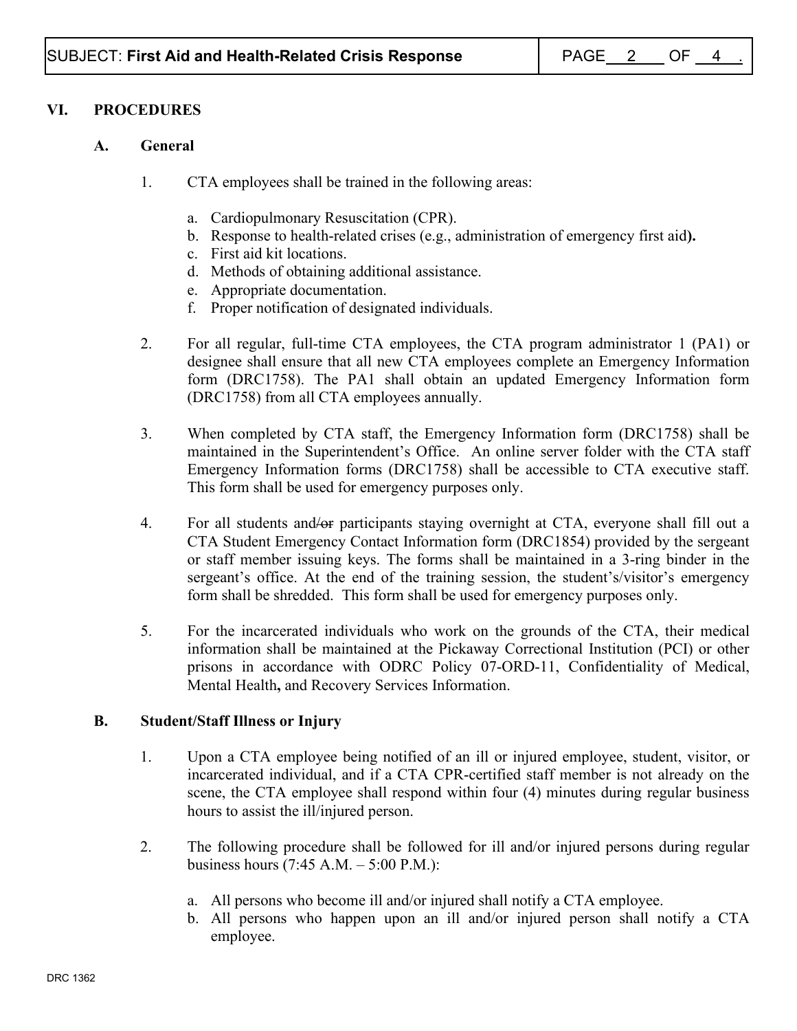## VI. PROCEDURES

### A. General

1. CTA employees shall be trained in the following areas:

   a. Cardiopulmonary Resuscitation (CPR).
   b. Response to health-related crises (e.g., administration of emergency first aid**).**
   c. First aid kit locations.
   d. Methods of obtaining additional assistance.
   e. Appropriate documentation.
   f. Proper notification of designated individuals.

2. For all regular, full-time CTA employees, the CTA program administrator 1 (PA1) or designee shall ensure that all new CTA employees complete an Emergency Information form (DRC1758). The PA1 shall obtain an updated Emergency Information form (DRC1758) from all CTA employees annually.

3. When completed by CTA staff, the Emergency Information form (DRC1758) shall be maintained in the Superintendent's Office. An online server folder with the CTA staff Emergency Information forms (DRC1758) shall be accessible to CTA executive staff. This form shall be used for emergency purposes only.

4. For all students and~~/or~~ participants staying overnight at CTA, everyone shall fill out a CTA Student Emergency Contact Information form (DRC1854) provided by the sergeant or staff member issuing keys. The forms shall be maintained in a 3-ring binder in the sergeant's office. At the end of the training session, the student's/visitor's emergency form shall be shredded. This form shall be used for emergency purposes only.

5. For the incarcerated individuals who work on the grounds of the CTA, their medical information shall be maintained at the Pickaway Correctional Institution (PCI) or other prisons in accordance with ODRC Policy 07-ORD-11, Confidentiality of Medical, Mental Health**,** and Recovery Services Information.

### B. Student/Staff Illness or Injury

1. Upon a CTA employee being notified of an ill or injured employee, student, visitor, or incarcerated individual, and if a CTA CPR-certified staff member is not already on the scene, the CTA employee shall respond within four (4) minutes during regular business hours to assist the ill/injured person.

2. The following procedure shall be followed for ill and/or injured persons during regular business hours (7:45 A.M. – 5:00 P.M.):

   a. All persons who become ill and/or injured shall notify a CTA employee.
   b. All persons who happen upon an ill and/or injured person shall notify a CTA employee.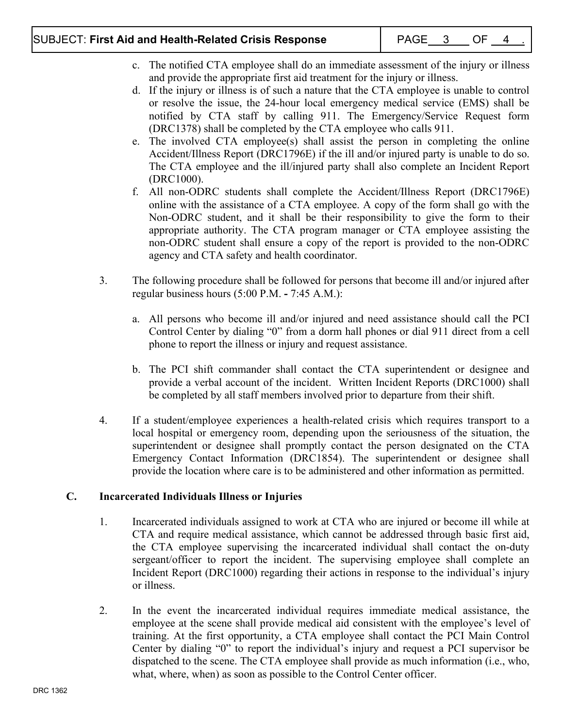c. The notified CTA employee shall do an immediate assessment of the injury or illness and provide the appropriate first aid treatment for the injury or illness.

d. If the injury or illness is of such a nature that the CTA employee is unable to control or resolve the issue, the 24-hour local emergency medical service (EMS) shall be notified by CTA staff by calling 911. The Emergency/Service Request form (DRC1378) shall be completed by the CTA employee who calls 911.

e. The involved CTA employee(s) shall assist the person in completing the online Accident/Illness Report (DRC1796E) if the ill and/or injured party is unable to do so. The CTA employee and the ill/injured party shall also complete an Incident Report (DRC1000).

f. All non-ODRC students shall complete the Accident/Illness Report (DRC1796E) online with the assistance of a CTA employee. A copy of the form shall go with the Non-ODRC student, and it shall be their responsibility to give the form to their appropriate authority. The CTA program manager or CTA employee assisting the non-ODRC student shall ensure a copy of the report is provided to the non-ODRC agency and CTA safety and health coordinator.

3. The following procedure shall be followed for persons that become ill and/or injured after regular business hours (5:00 P.M. - 7:45 A.M.):

   a. All persons who become ill and/or injured and need assistance should call the PCI Control Center by dialing "0" from a dorm hall phones or dial 911 direct from a cell phone to report the illness or injury and request assistance.

   b. The PCI shift commander shall contact the CTA superintendent or designee and provide a verbal account of the incident. Written Incident Reports (DRC1000) shall be completed by all staff members involved prior to departure from their shift.

4. If a student/employee experiences a health-related crisis which requires transport to a local hospital or emergency room, depending upon the seriousness of the situation, the superintendent or designee shall promptly contact the person designated on the CTA Emergency Contact Information (DRC1854). The superintendent or designee shall provide the location where care is to be administered and other information as permitted.

## C. Incarcerated Individuals Illness or Injuries

1. Incarcerated individuals assigned to work at CTA who are injured or become ill while at CTA and require medical assistance, which cannot be addressed through basic first aid, the CTA employee supervising the incarcerated individual shall contact the on-duty sergeant/officer to report the incident. The supervising employee shall complete an Incident Report (DRC1000) regarding their actions in response to the individual's injury or illness.

2. In the event the incarcerated individual requires immediate medical assistance, the employee at the scene shall provide medical aid consistent with the employee's level of training. At the first opportunity, a CTA employee shall contact the PCI Main Control Center by dialing "0" to report the individual's injury and request a PCI supervisor be dispatched to the scene. The CTA employee shall provide as much information (i.e., who, what, where, when) as soon as possible to the Control Center officer.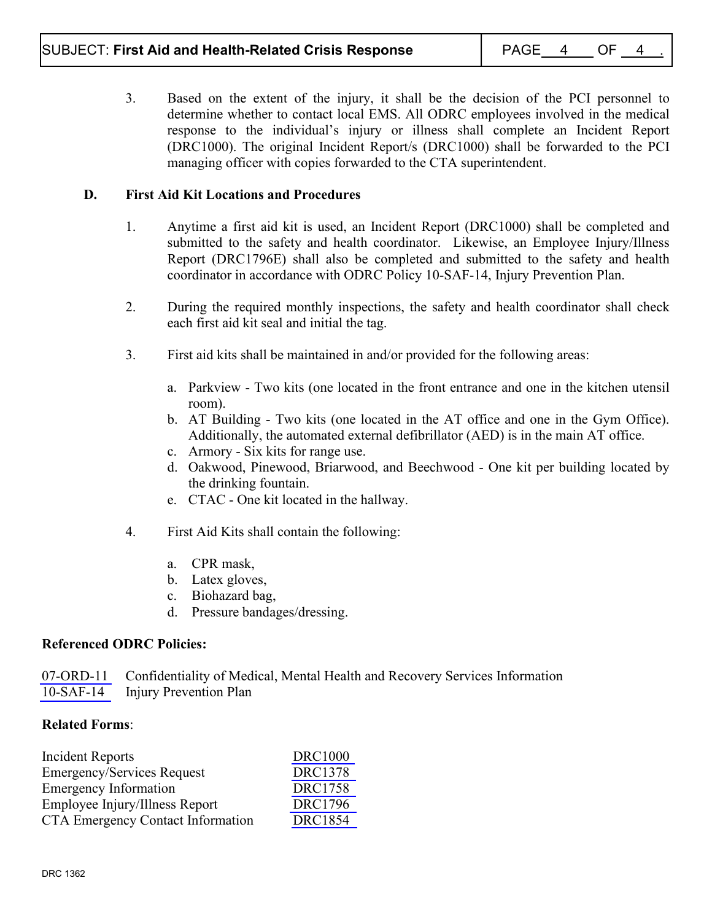3. Based on the extent of the injury, it shall be the decision of the PCI personnel to determine whether to contact local EMS. All ODRC employees involved in the medical response to the individual's injury or illness shall complete an Incident Report (DRC1000). The original Incident Report/s (DRC1000) shall be forwarded to the PCI managing officer with copies forwarded to the CTA superintendent.

**D. First Aid Kit Locations and Procedures**

1. Anytime a first aid kit is used, an Incident Report (DRC1000) shall be completed and submitted to the safety and health coordinator. Likewise, an Employee Injury/Illness Report (DRC1796E) shall also be completed and submitted to the safety and health coordinator in accordance with ODRC Policy 10-SAF-14, Injury Prevention Plan.

2. During the required monthly inspections, the safety and health coordinator shall check each first aid kit seal and initial the tag.

3. First aid kits shall be maintained in and/or provided for the following areas:

   a. Parkview - Two kits (one located in the front entrance and one in the kitchen utensil room).
   b. AT Building - Two kits (one located in the AT office and one in the Gym Office). Additionally, the automated external defibrillator (AED) is in the main AT office.
   c. Armory - Six kits for range use.
   d. Oakwood, Pinewood, Briarwood, and Beechwood - One kit per building located by the drinking fountain.
   e. CTAC - One kit located in the hallway.

4. First Aid Kits shall contain the following:

   a. CPR mask,
   b. Latex gloves,
   c. Biohazard bag,
   d. Pressure bandages/dressing.

**Referenced ODRC Policies:**

07-ORD-11 Confidentiality of Medical, Mental Health and Recovery Services Information
10-SAF-14 Injury Prevention Plan

**Related Forms**:

| | |
|---|---|
| Incident Reports | DRC1000 |
| Emergency/Services Request | DRC1378 |
| Emergency Information | DRC1758 |
| Employee Injury/Illness Report | DRC1796 |
| CTA Emergency Contact Information | DRC1854 |